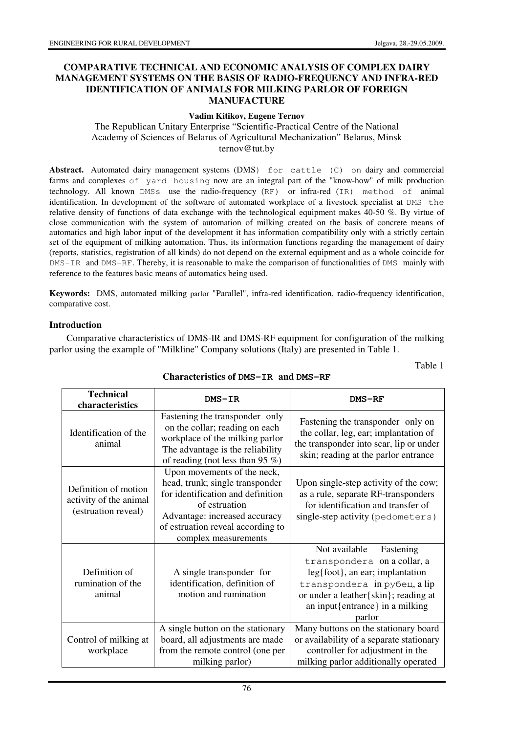# COMPARATIVE TECHNICAL AND ECONOMIC ANALYSIS OF COMPLEX DAIRY MANAGEMENT SYSTEMS ON THE BASIS OF RADIO-FREQUENCY AND INFRA-RED IDENTIFICATION OF ANIMALS FOR MILKING PARLOR OF FOREIGN MANUFACTURE

**Vadim Kitikov, Eugene Ternov**

The Republican Unitary Enterprise "Scientific-Practical Centre of the National Academy of Sciences of Belarus of Agricultural Mechanization" Belarus, Minsk
ternov@tut.by

**Abstract.** Automated dairy management systems (DMS) for cattle (C) on dairy and commercial farms and complexes of yard housing now are an integral part of the "know-how" of milk production technology. All known DMSs use the radio-frequency (RF) or infra-red (IR) method of animal identification. In development of the software of automated workplace of a livestock specialist at DMS the relative density of functions of data exchange with the technological equipment makes 40-50 %. By virtue of close communication with the system of automation of milking created on the basis of concrete means of automatics and high labor input of the development it has information compatibility only with a strictly certain set of the equipment of milking automation. Thus, its information functions regarding the management of dairy (reports, statistics, registration of all kinds) do not depend on the external equipment and as a whole coincide for DMS-IR and DMS-RF. Thereby, it is reasonable to make the comparison of functionalities of DMS mainly with reference to the features basic means of automatics being used.

**Keywords:** DMS, automated milking parlor "Parallel", infra-red identification, radio-frequency identification, comparative cost.

## Introduction

Comparative characteristics of DMS-IR and DMS-RF equipment for configuration of the milking parlor using the example of "Milkline" Company solutions (Italy) are presented in Table 1.

Table 1

**Characteristics of DMS-IR and DMS-RF**

| Technical characteristics | DMS-IR | DMS-RF |
|---|---|---|
| Identification of the animal | Fastening the transponder only on the collar; reading on each workplace of the milking parlor The advantage is the reliability of reading (not less than 95 %) | Fastening the transponder only on the collar, leg, ear; implantation of the transponder into scar, lip or under skin; reading at the parlor entrance |
| Definition of motion activity of the animal (estruation reveal) | Upon movements of the neck, head, trunk; single transponder for identification and definition of estruation Advantage: increased accuracy of estruation reveal according to complex measurements | Upon single-step activity of the cow; as a rule, separate RF-transponders for identification and transfer of single-step activity (pedometers) |
| Definition of rumination of the animal | A single transponder for identification, definition of motion and rumination | Not available Fastening transpondera on a collar, a leg{foot}, an ear; implantation transpondera in рубец, a lip or under a leather{skin}; reading at an input{entrance} in a milking parlor |
| Control of milking at workplace | A single button on the stationary board, all adjustments are made from the remote control (one per milking parlor) | Many buttons on the stationary board or availability of a separate stationary controller for adjustment in the milking parlor additionally operated |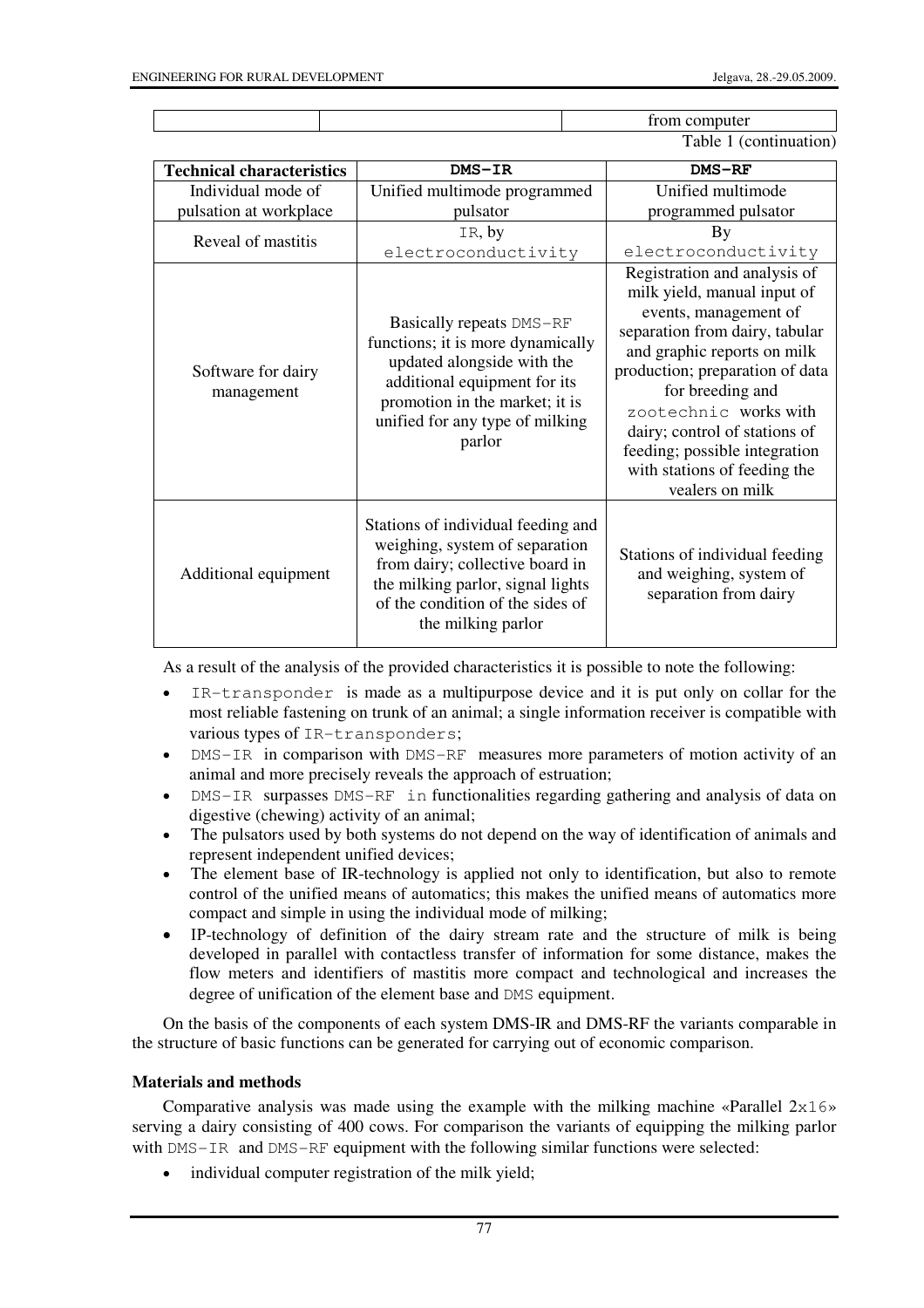| | | from computer |
|---|---|---|

Table 1 (continuation)

| Technical characteristics | DMS–IR | DMS–RF |
|---|---|---|
| Individual mode of pulsation at workplace | Unified multimode programmed pulsator | Unified multimode programmed pulsator |
| Reveal of mastitis | IR, by electroconductivity | By electroconductivity |
| Software for dairy management | Basically repeats DMS–RF functions; it is more dynamically updated alongside with the additional equipment for its promotion in the market; it is unified for any type of milking parlor | Registration and analysis of milk yield, manual input of events, management of separation from dairy, tabular and graphic reports on milk production; preparation of data for breeding and zootechnic works with dairy; control of stations of feeding; possible integration with stations of feeding the vealers on milk |
| Additional equipment | Stations of individual feeding and weighing, system of separation from dairy; collective board in the milking parlor, signal lights of the condition of the sides of the milking parlor | Stations of individual feeding and weighing, system of separation from dairy |

As a result of the analysis of the provided characteristics it is possible to note the following:

- IR–transponder is made as a multipurpose device and it is put only on collar for the most reliable fastening on trunk of an animal; a single information receiver is compatible with various types of IR–transponders;
- DMS–IR in comparison with DMS–RF measures more parameters of motion activity of an animal and more precisely reveals the approach of estruation;
- DMS–IR surpasses DMS–RF in functionalities regarding gathering and analysis of data on digestive (chewing) activity of an animal;
- The pulsators used by both systems do not depend on the way of identification of animals and represent independent unified devices;
- The element base of IR-technology is applied not only to identification, but also to remote control of the unified means of automatics; this makes the unified means of automatics more compact and simple in using the individual mode of milking;
- IP-technology of definition of the dairy stream rate and the structure of milk is being developed in parallel with contactless transfer of information for some distance, makes the flow meters and identifiers of mastitis more compact and technological and increases the degree of unification of the element base and DMS equipment.

On the basis of the components of each system DMS-IR and DMS-RF the variants comparable in the structure of basic functions can be generated for carrying out of economic comparison.

## Materials and methods

Comparative analysis was made using the example with the milking machine «Parallel 2x16» serving a dairy consisting of 400 cows. For comparison the variants of equipping the milking parlor with DMS–IR and DMS–RF equipment with the following similar functions were selected:

- individual computer registration of the milk yield;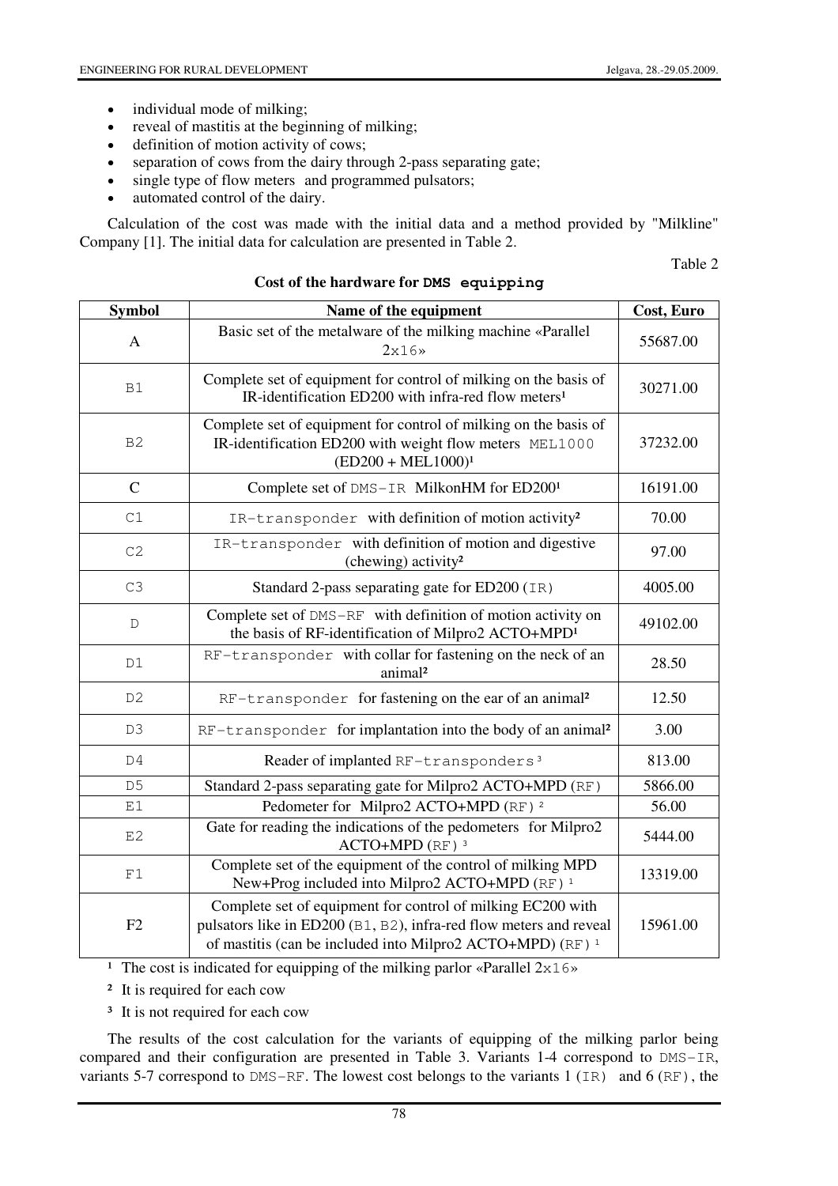- individual mode of milking;
- reveal of mastitis at the beginning of milking;
- definition of motion activity of cows;
- separation of cows from the dairy through 2-pass separating gate;
- single type of flow meters and programmed pulsators;
- automated control of the dairy.

Calculation of the cost was made with the initial data and a method provided by "Milkline" Company [1]. The initial data for calculation are presented in Table 2.

Table 2

**Cost of the hardware for DMS equipping**

| Symbol | Name of the equipment | Cost, Euro |
|---|---|---|
| A | Basic set of the metalware of the milking machine «Parallel 2x16» | 55687.00 |
| B1 | Complete set of equipment for control of milking on the basis of IR-identification ED200 with infra-red flow meters[1] | 30271.00 |
| B2 | Complete set of equipment for control of milking on the basis of IR-identification ED200 with weight flow meters MEL1000 (ED200 + MEL1000)[1] | 37232.00 |
| C | Complete set of DMS-IR MilkonHM for ED200[1] | 16191.00 |
| C1 | IR-transponder with definition of motion activity[2] | 70.00 |
| C2 | IR-transponder with definition of motion and digestive (chewing) activity[2] | 97.00 |
| C3 | Standard 2-pass separating gate for ED200 (IR) | 4005.00 |
| D | Complete set of DMS-RF with definition of motion activity on the basis of RF-identification of Milpro2 ACTO+MPD[1] | 49102.00 |
| D1 | RF-transponder with collar for fastening on the neck of an animal[2] | 28.50 |
| D2 | RF-transponder for fastening on the ear of an animal[2] | 12.50 |
| D3 | RF-transponder for implantation into the body of an animal[2] | 3.00 |
| D4 | Reader of implanted RF-transponders[3] | 813.00 |
| D5 | Standard 2-pass separating gate for Milpro2 ACTO+MPD (RF) | 5866.00 |
| E1 | Pedometer for Milpro2 ACTO+MPD (RF)[2] | 56.00 |
| E2 | Gate for reading the indications of the pedometers for Milpro2 ACTO+MPD (RF)[3] | 5444.00 |
| F1 | Complete set of the equipment of the control of milking MPD New+Prog included into Milpro2 ACTO+MPD (RF)[1] | 13319.00 |
| F2 | Complete set of equipment for control of milking EC200 with pulsators like in ED200 (B1, B2), infra-red flow meters and reveal of mastitis (can be included into Milpro2 ACTO+MPD) (RF)[1] | 15961.00 |

[1] The cost is indicated for equipping of the milking parlor «Parallel 2x16»

[2] It is required for each cow

[3] It is not required for each cow

The results of the cost calculation for the variants of equipping of the milking parlor being compared and their configuration are presented in Table 3. Variants 1-4 correspond to DMS-IR, variants 5-7 correspond to DMS-RF. The lowest cost belongs to the variants 1 (IR) and 6 (RF), the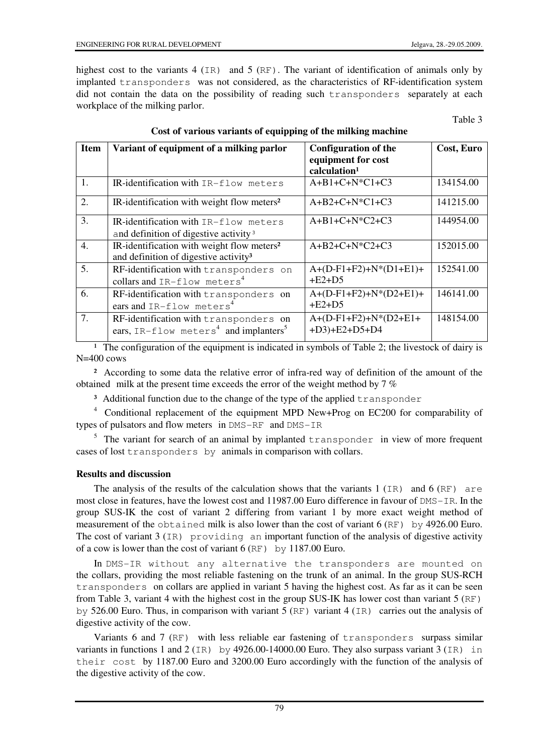highest cost to the variants 4 (IR) and 5 (RF). The variant of identification of animals only by implanted transponders was not considered, as the characteristics of RF-identification system did not contain the data on the possibility of reading such transponders separately at each workplace of the milking parlor.

Table 3

**Cost of various variants of equipping of the milking machine**

| Item | Variant of equipment of a milking parlor | Configuration of the equipment for cost calculation[1] | Cost, Euro |
|---|---|---|---|
| 1. | IR-identification with IR-flow meters | A+B1+C+N*C1+C3 | 134154.00 |
| 2. | IR-identification with weight flow meters[2] | A+B2+C+N*C1+C3 | 141215.00 |
| 3. | IR-identification with IR-flow meters and definition of digestive activity[3] | A+B1+C+N*C2+C3 | 144954.00 |
| 4. | IR-identification with weight flow meters[2] and definition of digestive activity[3] | A+B2+C+N*C2+C3 | 152015.00 |
| 5. | RF-identification with transponders on collars and IR-flow meters[4] | A+(D-F1+F2)+N*(D1+E1)+ +E2+D5 | 152541.00 |
| 6. | RF-identification with transponders on ears and IR-flow meters[4] | A+(D-F1+F2)+N*(D2+E1)+ +E2+D5 | 146141.00 |
| 7. | RF-identification with transponders on ears, IR-flow meters[4] and implanters[5] | A+(D-F1+F2)+N*(D2+E1+ +D3)+E2+D5+D4 | 148154.00 |

[1] The configuration of the equipment is indicated in symbols of Table 2; the livestock of dairy is N=400 cows

[2] According to some data the relative error of infra-red way of definition of the amount of the obtained milk at the present time exceeds the error of the weight method by 7 %

[3] Additional function due to the change of the type of the applied transponder

[4] Conditional replacement of the equipment MPD New+Prog on EC200 for comparability of types of pulsators and flow meters in DMS-RF and DMS-IR

[5] The variant for search of an animal by implanted transponder in view of more frequent cases of lost transponders by animals in comparison with collars.

### Results and discussion

The analysis of the results of the calculation shows that the variants 1 (IR) and 6 (RF) are most close in features, have the lowest cost and 11987.00 Euro difference in favour of DMS-IR. In the group SUS-IK the cost of variant 2 differing from variant 1 by more exact weight method of measurement of the obtained milk is also lower than the cost of variant 6 (RF) by 4926.00 Euro. The cost of variant 3 (IR) providing an important function of the analysis of digestive activity of a cow is lower than the cost of variant 6 (RF) by 1187.00 Euro.

In DMS-IR without any alternative the transponders are mounted on the collars, providing the most reliable fastening on the trunk of an animal. In the group SUS-RCH transponders on collars are applied in variant 5 having the highest cost. As far as it can be seen from Table 3, variant 4 with the highest cost in the group SUS-IK has lower cost than variant 5 (RF) by 526.00 Euro. Thus, in comparison with variant 5 (RF) variant 4 (IR) carries out the analysis of digestive activity of the cow.

Variants 6 and 7 (RF) with less reliable ear fastening of transponders surpass similar variants in functions 1 and 2 (IR) by 4926.00-14000.00 Euro. They also surpass variant 3 (IR) in their cost by 1187.00 Euro and 3200.00 Euro accordingly with the function of the analysis of the digestive activity of the cow.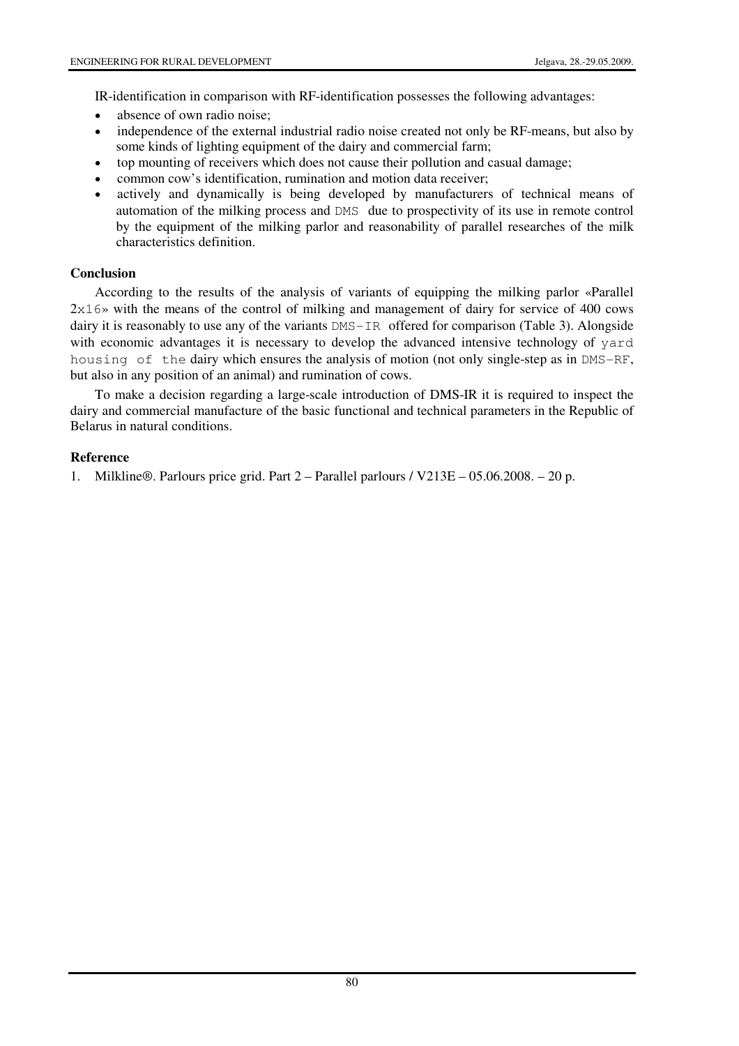IR-identification in comparison with RF-identification possesses the following advantages:

- absence of own radio noise;
- independence of the external industrial radio noise created not only be RF-means, but also by some kinds of lighting equipment of the dairy and commercial farm;
- top mounting of receivers which does not cause their pollution and casual damage;
- common cow's identification, rumination and motion data receiver;
- actively and dynamically is being developed by manufacturers of technical means of automation of the milking process and DMS due to prospectivity of its use in remote control by the equipment of the milking parlor and reasonability of parallel researches of the milk characteristics definition.

## Conclusion

According to the results of the analysis of variants of equipping the milking parlor «Parallel 2x16» with the means of the control of milking and management of dairy for service of 400 cows dairy it is reasonably to use any of the variants DMS-IR offered for comparison (Table 3). Alongside with economic advantages it is necessary to develop the advanced intensive technology of yard housing of the dairy which ensures the analysis of motion (not only single-step as in DMS-RF, but also in any position of an animal) and rumination of cows.

To make a decision regarding a large-scale introduction of DMS-IR it is required to inspect the dairy and commercial manufacture of the basic functional and technical parameters in the Republic of Belarus in natural conditions.

## Reference

1. Milkline®. Parlours price grid. Part 2 – Parallel parlours / V213E – 05.06.2008. – 20 p.